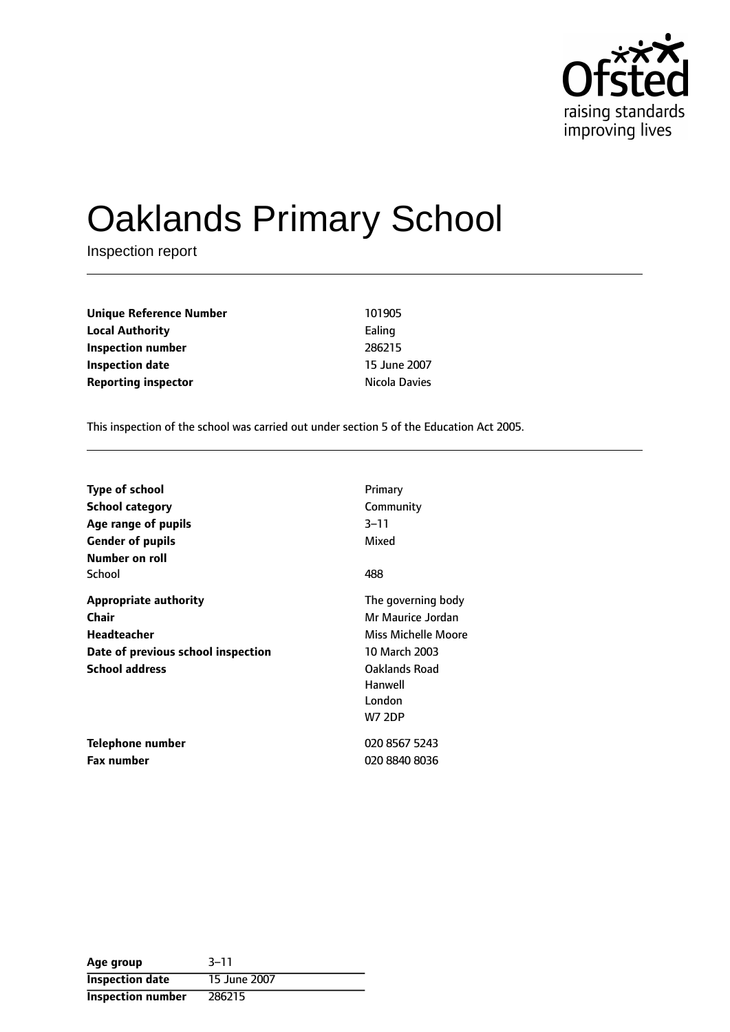Ofsted
raising standards
improving lives

# Oaklands Primary School

Inspection report

| | |
|---|---|
| **Unique Reference Number** | 101905 |
| **Local Authority** | Ealing |
| **Inspection number** | 286215 |
| **Inspection date** | 15 June 2007 |
| **Reporting inspector** | Nicola Davies |

This inspection of the school was carried out under section 5 of the Education Act 2005.

| | |
|---|---|
| **Type of school** | Primary |
| **School category** | Community |
| **Age range of pupils** | 3–11 |
| **Gender of pupils** | Mixed |
| **Number on roll** | |
| School | 488 |
| **Appropriate authority** | The governing body |
| **Chair** | Mr Maurice Jordan |
| **Headteacher** | Miss Michelle Moore |
| **Date of previous school inspection** | 10 March 2003 |
| **School address** | Oaklands Road<br>Hanwell<br>London<br>W7 2DP |
| **Telephone number** | 020 8567 5243 |
| **Fax number** | 020 8840 8036 |

| | |
|---|---|
| **Age group** | 3–11 |
| **Inspection date** | 15 June 2007 |
| **Inspection number** | 286215 |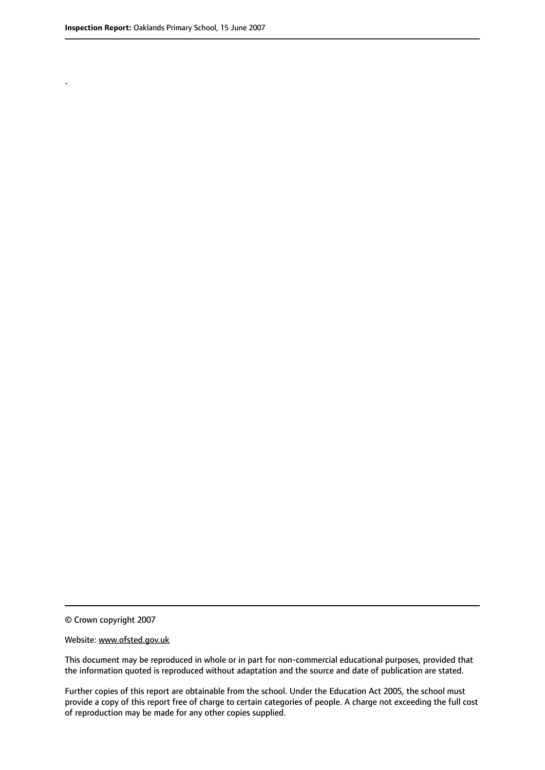.

© Crown copyright 2007

Website: www.ofsted.gov.uk

This document may be reproduced in whole or in part for non-commercial educational purposes, provided that the information quoted is reproduced without adaptation and the source and date of publication are stated.

Further copies of this report are obtainable from the school. Under the Education Act 2005, the school must provide a copy of this report free of charge to certain categories of people. A charge not exceeding the full cost of reproduction may be made for any other copies supplied.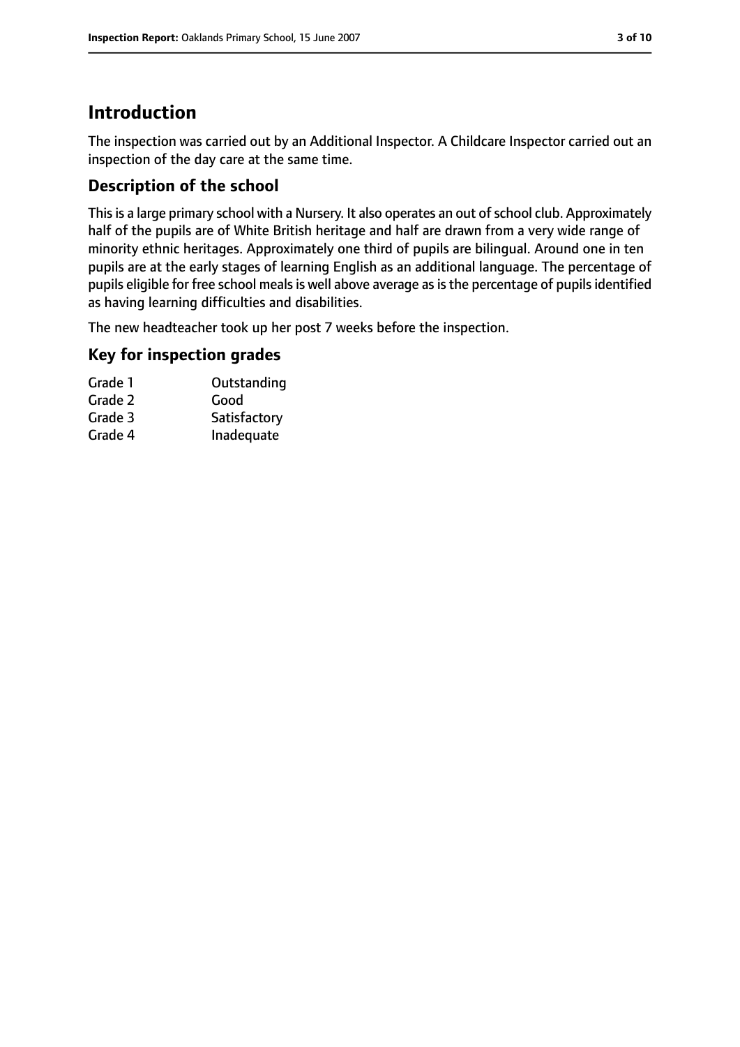## Introduction

The inspection was carried out by an Additional Inspector. A Childcare Inspector carried out an inspection of the day care at the same time.

### Description of the school

This is a large primary school with a Nursery. It also operates an out of school club. Approximately half of the pupils are of White British heritage and half are drawn from a very wide range of minority ethnic heritages. Approximately one third of pupils are bilingual. Around one in ten pupils are at the early stages of learning English as an additional language. The percentage of pupils eligible for free school meals is well above average as is the percentage of pupils identified as having learning difficulties and disabilities.

The new headteacher took up her post 7 weeks before the inspection.

### Key for inspection grades

| | |
|---|---|
| Grade 1 | Outstanding |
| Grade 2 | Good |
| Grade 3 | Satisfactory |
| Grade 4 | Inadequate |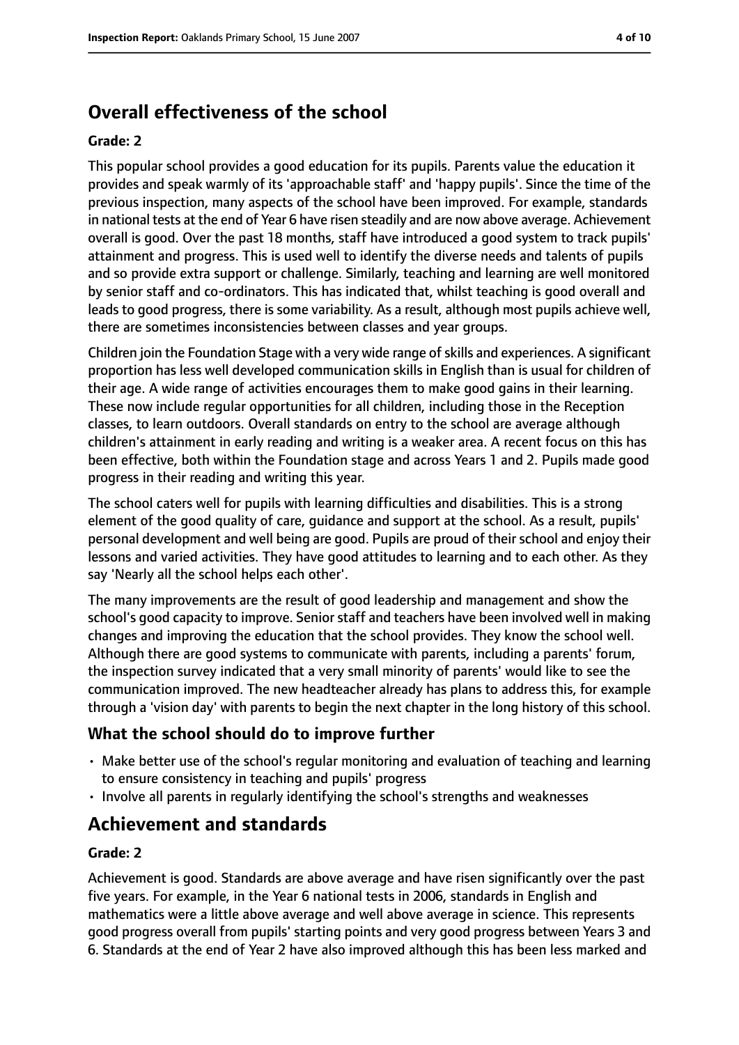## Overall effectiveness of the school

### Grade: 2

This popular school provides a good education for its pupils. Parents value the education it provides and speak warmly of its 'approachable staff' and 'happy pupils'. Since the time of the previous inspection, many aspects of the school have been improved. For example, standards in national tests at the end of Year 6 have risen steadily and are now above average. Achievement overall is good. Over the past 18 months, staff have introduced a good system to track pupils' attainment and progress. This is used well to identify the diverse needs and talents of pupils and so provide extra support or challenge. Similarly, teaching and learning are well monitored by senior staff and co-ordinators. This has indicated that, whilst teaching is good overall and leads to good progress, there is some variability. As a result, although most pupils achieve well, there are sometimes inconsistencies between classes and year groups.

Children join the Foundation Stage with a very wide range of skills and experiences. A significant proportion has less well developed communication skills in English than is usual for children of their age. A wide range of activities encourages them to make good gains in their learning. These now include regular opportunities for all children, including those in the Reception classes, to learn outdoors. Overall standards on entry to the school are average although children's attainment in early reading and writing is a weaker area. A recent focus on this has been effective, both within the Foundation stage and across Years 1 and 2. Pupils made good progress in their reading and writing this year.

The school caters well for pupils with learning difficulties and disabilities. This is a strong element of the good quality of care, guidance and support at the school. As a result, pupils' personal development and well being are good. Pupils are proud of their school and enjoy their lessons and varied activities. They have good attitudes to learning and to each other. As they say 'Nearly all the school helps each other'.

The many improvements are the result of good leadership and management and show the school's good capacity to improve. Senior staff and teachers have been involved well in making changes and improving the education that the school provides. They know the school well. Although there are good systems to communicate with parents, including a parents' forum, the inspection survey indicated that a very small minority of parents' would like to see the communication improved. The new headteacher already has plans to address this, for example through a 'vision day' with parents to begin the next chapter in the long history of this school.

### What the school should do to improve further

- Make better use of the school's regular monitoring and evaluation of teaching and learning to ensure consistency in teaching and pupils' progress
- Involve all parents in regularly identifying the school's strengths and weaknesses

## Achievement and standards

### Grade: 2

Achievement is good. Standards are above average and have risen significantly over the past five years. For example, in the Year 6 national tests in 2006, standards in English and mathematics were a little above average and well above average in science. This represents good progress overall from pupils' starting points and very good progress between Years 3 and 6. Standards at the end of Year 2 have also improved although this has been less marked and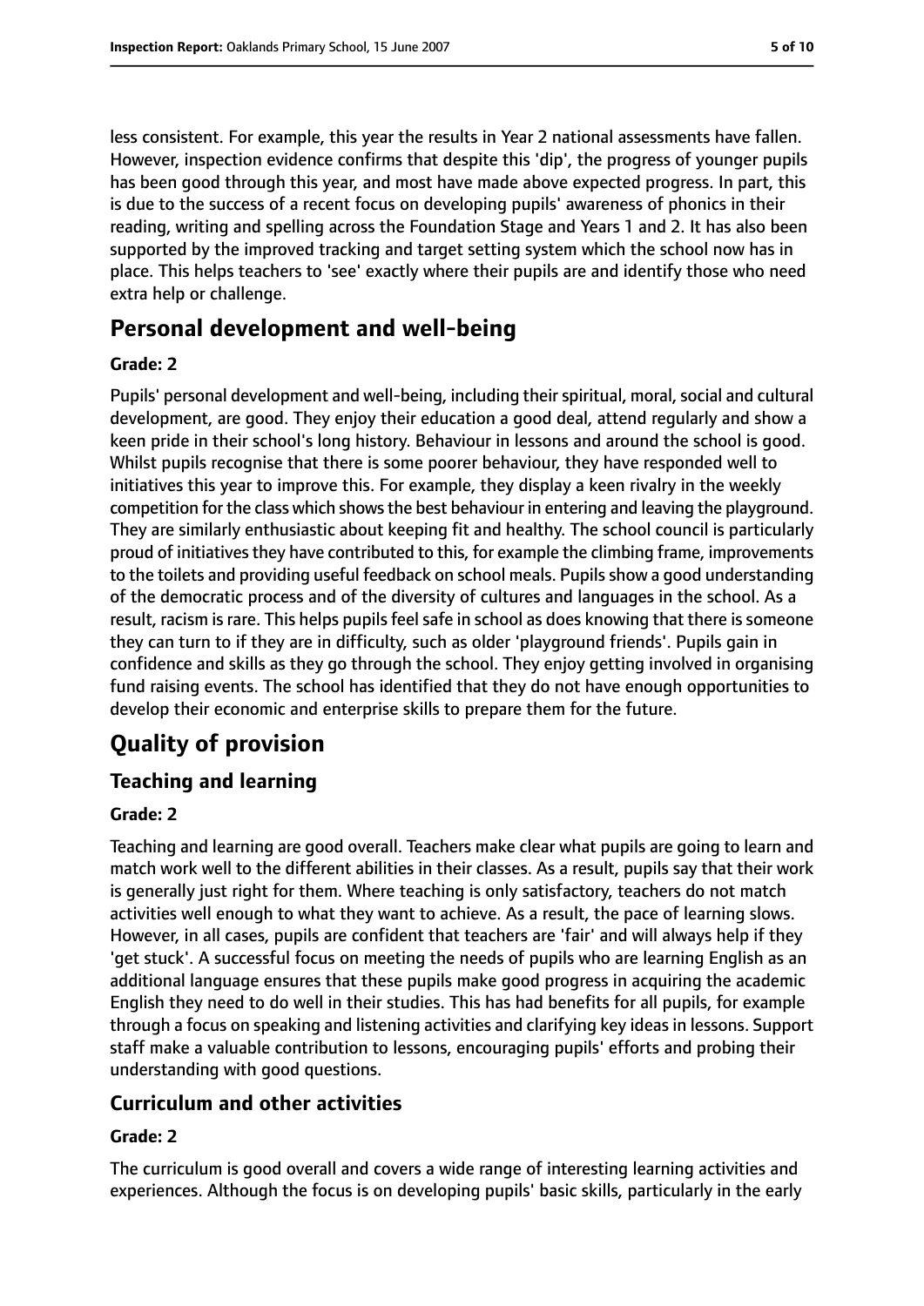less consistent. For example, this year the results in Year 2 national assessments have fallen. However, inspection evidence confirms that despite this 'dip', the progress of younger pupils has been good through this year, and most have made above expected progress. In part, this is due to the success of a recent focus on developing pupils' awareness of phonics in their reading, writing and spelling across the Foundation Stage and Years 1 and 2. It has also been supported by the improved tracking and target setting system which the school now has in place. This helps teachers to 'see' exactly where their pupils are and identify those who need extra help or challenge.

## Personal development and well-being

**Grade: 2**

Pupils' personal development and well-being, including their spiritual, moral, social and cultural development, are good. They enjoy their education a good deal, attend regularly and show a keen pride in their school's long history. Behaviour in lessons and around the school is good. Whilst pupils recognise that there is some poorer behaviour, they have responded well to initiatives this year to improve this. For example, they display a keen rivalry in the weekly competition for the class which shows the best behaviour in entering and leaving the playground. They are similarly enthusiastic about keeping fit and healthy. The school council is particularly proud of initiatives they have contributed to this, for example the climbing frame, improvements to the toilets and providing useful feedback on school meals. Pupils show a good understanding of the democratic process and of the diversity of cultures and languages in the school. As a result, racism is rare. This helps pupils feel safe in school as does knowing that there is someone they can turn to if they are in difficulty, such as older 'playground friends'. Pupils gain in confidence and skills as they go through the school. They enjoy getting involved in organising fund raising events. The school has identified that they do not have enough opportunities to develop their economic and enterprise skills to prepare them for the future.

# Quality of provision

## Teaching and learning

**Grade: 2**

Teaching and learning are good overall. Teachers make clear what pupils are going to learn and match work well to the different abilities in their classes. As a result, pupils say that their work is generally just right for them. Where teaching is only satisfactory, teachers do not match activities well enough to what they want to achieve. As a result, the pace of learning slows. However, in all cases, pupils are confident that teachers are 'fair' and will always help if they 'get stuck'. A successful focus on meeting the needs of pupils who are learning English as an additional language ensures that these pupils make good progress in acquiring the academic English they need to do well in their studies. This has had benefits for all pupils, for example through a focus on speaking and listening activities and clarifying key ideas in lessons. Support staff make a valuable contribution to lessons, encouraging pupils' efforts and probing their understanding with good questions.

## Curriculum and other activities

**Grade: 2**

The curriculum is good overall and covers a wide range of interesting learning activities and experiences. Although the focus is on developing pupils' basic skills, particularly in the early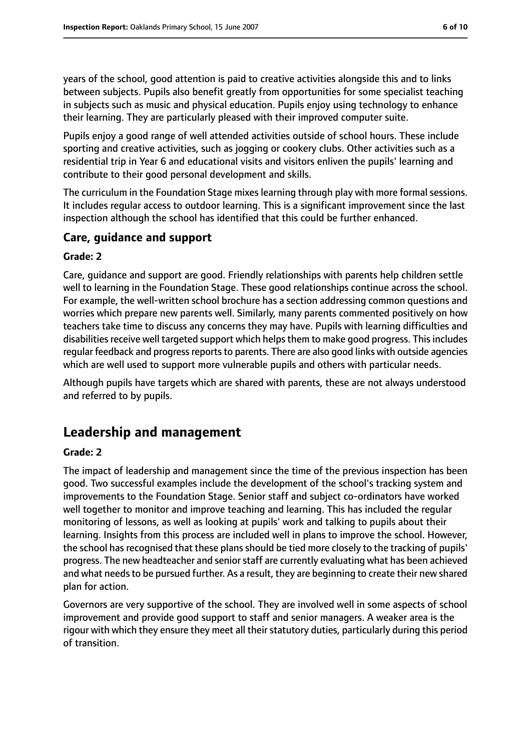years of the school, good attention is paid to creative activities alongside this and to links between subjects. Pupils also benefit greatly from opportunities for some specialist teaching in subjects such as music and physical education. Pupils enjoy using technology to enhance their learning. They are particularly pleased with their improved computer suite.

Pupils enjoy a good range of well attended activities outside of school hours. These include sporting and creative activities, such as jogging or cookery clubs. Other activities such as a residential trip in Year 6 and educational visits and visitors enliven the pupils' learning and contribute to their good personal development and skills.

The curriculum in the Foundation Stage mixes learning through play with more formal sessions. It includes regular access to outdoor learning. This is a significant improvement since the last inspection although the school has identified that this could be further enhanced.

### Care, guidance and support

#### Grade: 2

Care, guidance and support are good. Friendly relationships with parents help children settle well to learning in the Foundation Stage. These good relationships continue across the school. For example, the well-written school brochure has a section addressing common questions and worries which prepare new parents well. Similarly, many parents commented positively on how teachers take time to discuss any concerns they may have. Pupils with learning difficulties and disabilities receive well targeted support which helps them to make good progress. This includes regular feedback and progress reports to parents. There are also good links with outside agencies which are well used to support more vulnerable pupils and others with particular needs.

Although pupils have targets which are shared with parents, these are not always understood and referred to by pupils.

## Leadership and management

#### Grade: 2

The impact of leadership and management since the time of the previous inspection has been good. Two successful examples include the development of the school's tracking system and improvements to the Foundation Stage. Senior staff and subject co-ordinators have worked well together to monitor and improve teaching and learning. This has included the regular monitoring of lessons, as well as looking at pupils' work and talking to pupils about their learning. Insights from this process are included well in plans to improve the school. However, the school has recognised that these plans should be tied more closely to the tracking of pupils' progress. The new headteacher and senior staff are currently evaluating what has been achieved and what needs to be pursued further. As a result, they are beginning to create their new shared plan for action.

Governors are very supportive of the school. They are involved well in some aspects of school improvement and provide good support to staff and senior managers. A weaker area is the rigour with which they ensure they meet all their statutory duties, particularly during this period of transition.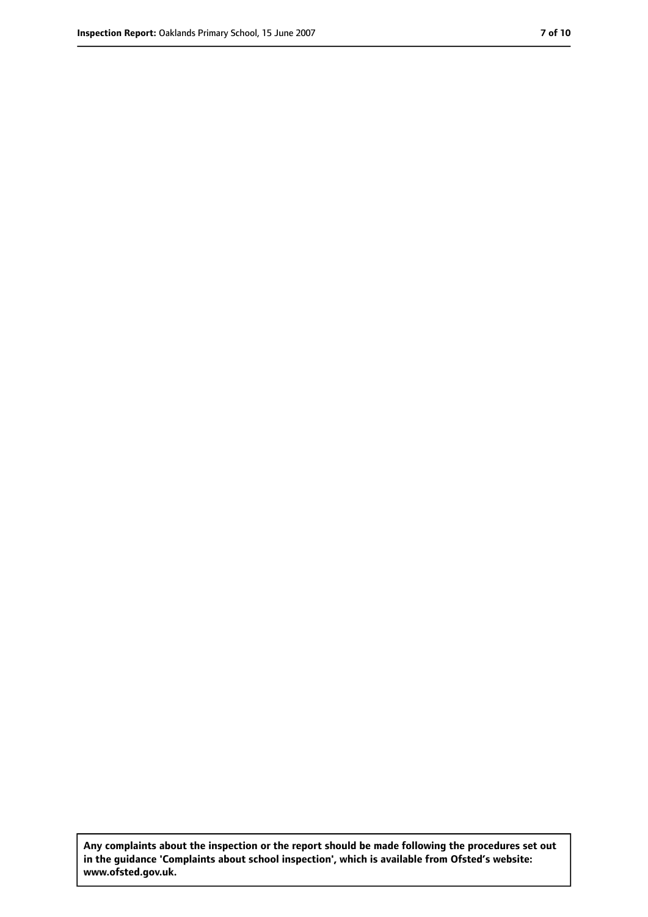**Any complaints about the inspection or the report should be made following the procedures set out in the guidance 'Complaints about school inspection', which is available from Ofsted's website: www.ofsted.gov.uk.**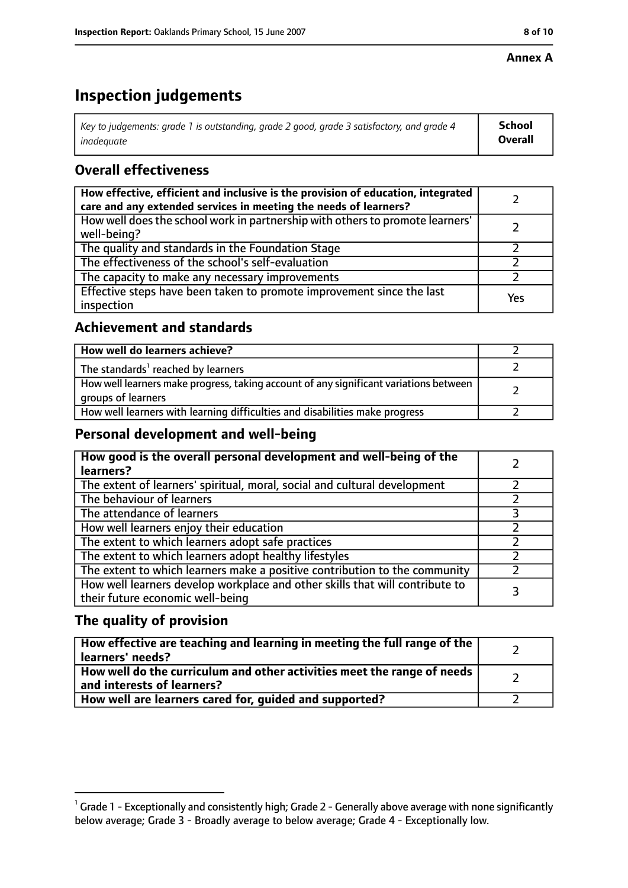**Annex A**

# Inspection judgements

| *Key to judgements: grade 1 is outstanding, grade 2 good, grade 3 satisfactory, and grade 4 inadequate* | **School Overall** |
|---|---|

## Overall effectiveness

| | |
|---|---|
| **How effective, efficient and inclusive is the provision of education, integrated care and any extended services in meeting the needs of learners?** | 2 |
| How well does the school work in partnership with others to promote learners' well-being? | 2 |
| The quality and standards in the Foundation Stage | 2 |
| The effectiveness of the school's self-evaluation | 2 |
| The capacity to make any necessary improvements | 2 |
| Effective steps have been taken to promote improvement since the last inspection | Yes |

## Achievement and standards

| | |
|---|---|
| **How well do learners achieve?** | 2 |
| The standards[1] reached by learners | 2 |
| How well learners make progress, taking account of any significant variations between groups of learners | 2 |
| How well learners with learning difficulties and disabilities make progress | 2 |

## Personal development and well-being

| | |
|---|---|
| **How good is the overall personal development and well-being of the learners?** | 2 |
| The extent of learners' spiritual, moral, social and cultural development | 2 |
| The behaviour of learners | 2 |
| The attendance of learners | 3 |
| How well learners enjoy their education | 2 |
| The extent to which learners adopt safe practices | 2 |
| The extent to which learners adopt healthy lifestyles | 2 |
| The extent to which learners make a positive contribution to the community | 2 |
| How well learners develop workplace and other skills that will contribute to their future economic well-being | 3 |

## The quality of provision

| | |
|---|---|
| **How effective are teaching and learning in meeting the full range of the learners' needs?** | 2 |
| **How well do the curriculum and other activities meet the range of needs and interests of learners?** | 2 |
| **How well are learners cared for, guided and supported?** | 2 |

[1] Grade 1 - Exceptionally and consistently high; Grade 2 - Generally above average with none significantly below average; Grade 3 - Broadly average to below average; Grade 4 - Exceptionally low.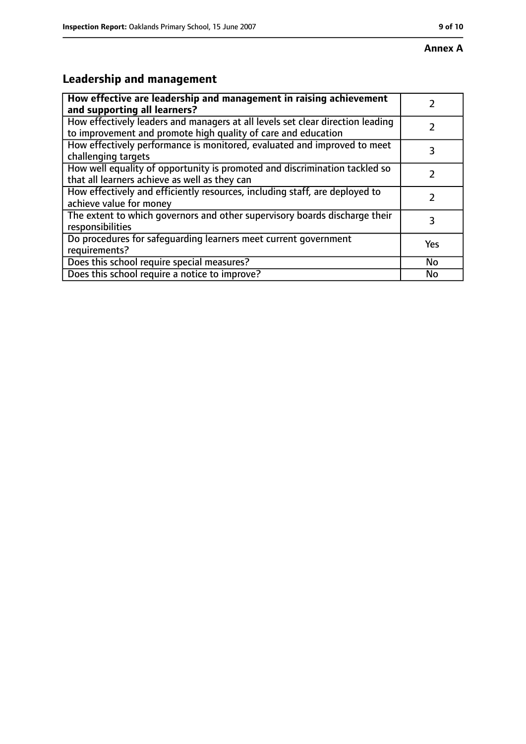**Annex A**

## Leadership and management

| | |
|---|---|
| **How effective are leadership and management in raising achievement and supporting all learners?** | 2 |
| How effectively leaders and managers at all levels set clear direction leading to improvement and promote high quality of care and education | 2 |
| How effectively performance is monitored, evaluated and improved to meet challenging targets | 3 |
| How well equality of opportunity is promoted and discrimination tackled so that all learners achieve as well as they can | 2 |
| How effectively and efficiently resources, including staff, are deployed to achieve value for money | 2 |
| The extent to which governors and other supervisory boards discharge their responsibilities | 3 |
| Do procedures for safeguarding learners meet current government requirements? | Yes |
| Does this school require special measures? | No |
| Does this school require a notice to improve? | No |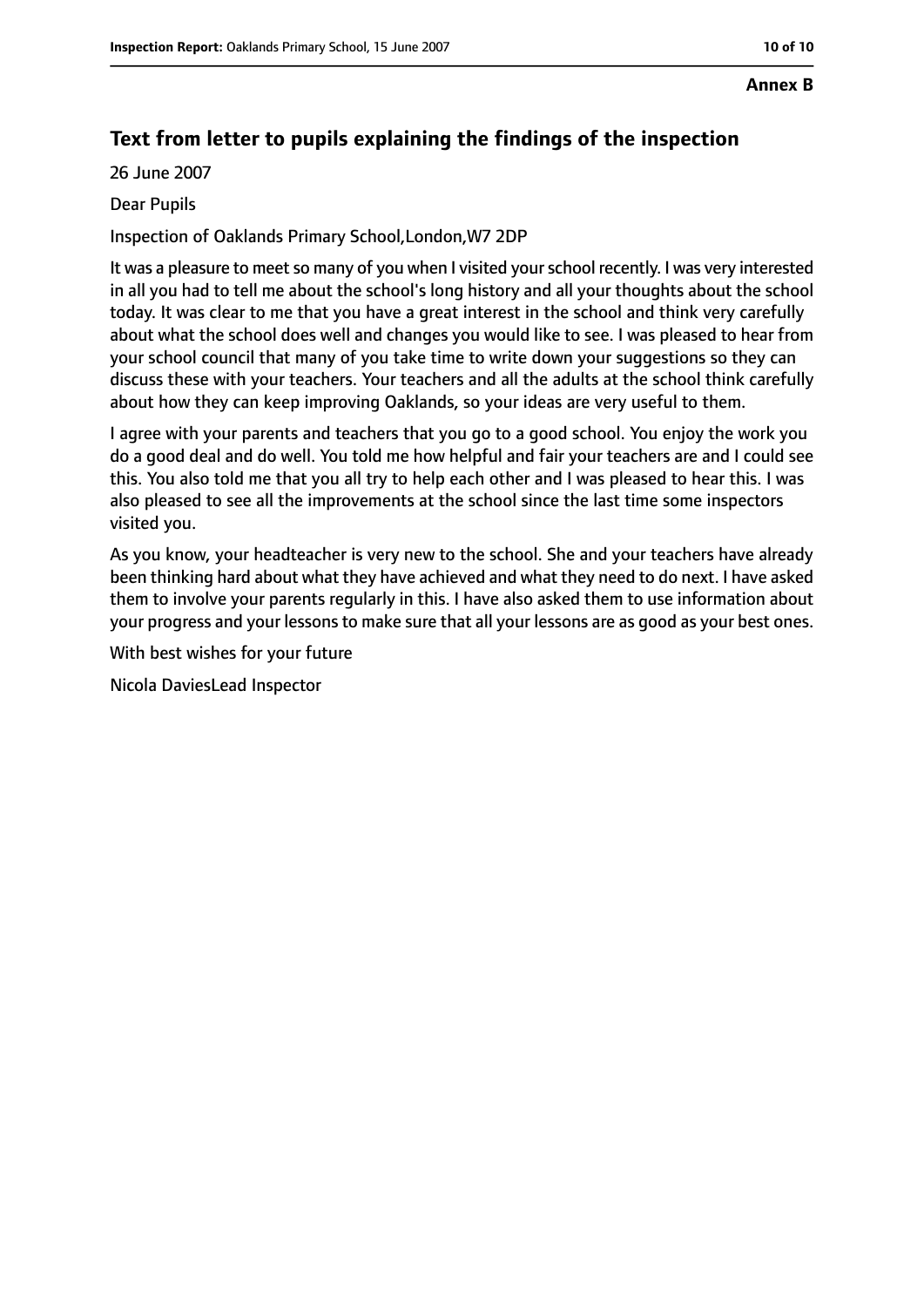**Annex B**

## Text from letter to pupils explaining the findings of the inspection

26 June 2007

Dear Pupils

Inspection of Oaklands Primary School,London,W7 2DP

It was a pleasure to meet so many of you when I visited your school recently. I was very interested in all you had to tell me about the school's long history and all your thoughts about the school today. It was clear to me that you have a great interest in the school and think very carefully about what the school does well and changes you would like to see. I was pleased to hear from your school council that many of you take time to write down your suggestions so they can discuss these with your teachers. Your teachers and all the adults at the school think carefully about how they can keep improving Oaklands, so your ideas are very useful to them.

I agree with your parents and teachers that you go to a good school. You enjoy the work you do a good deal and do well. You told me how helpful and fair your teachers are and I could see this. You also told me that you all try to help each other and I was pleased to hear this. I was also pleased to see all the improvements at the school since the last time some inspectors visited you.

As you know, your headteacher is very new to the school. She and your teachers have already been thinking hard about what they have achieved and what they need to do next. I have asked them to involve your parents regularly in this. I have also asked them to use information about your progress and your lessons to make sure that all your lessons are as good as your best ones.

With best wishes for your future

Nicola DaviesLead Inspector